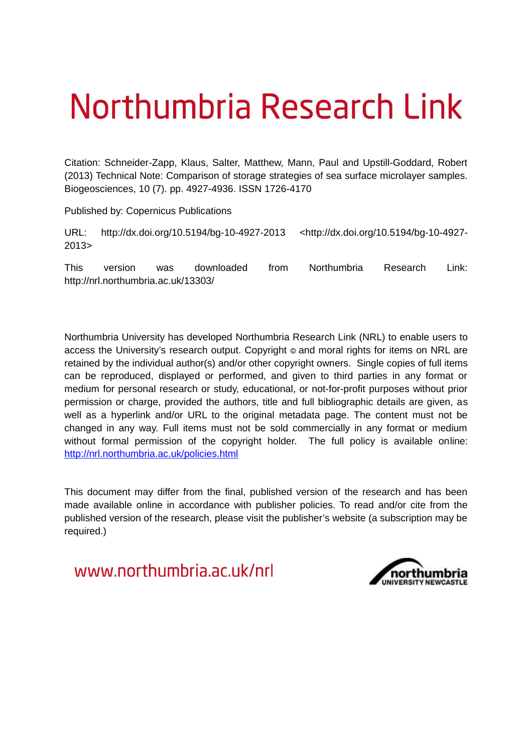# Northumbria Research Link

Citation: Schneider-Zapp, Klaus, Salter, Matthew, Mann, Paul and Upstill-Goddard, Robert (2013) Technical Note: Comparison of storage strategies of sea surface microlayer samples. Biogeosciences, 10 (7). pp. 4927-4936. ISSN 1726-4170

Published by: Copernicus Publications

URL: http://dx.doi.org/10.5194/bg-10-4927-2013 <http://dx.doi.org/10.5194/bg-10-4927-2013>

This version was downloaded from Northumbria Research Link: http://nrl.northumbria.ac.uk/13303/

Northumbria University has developed Northumbria Research Link (NRL) to enable users to access the University's research output. Copyright © and moral rights for items on NRL are retained by the individual author(s) and/or other copyright owners. Single copies of full items can be reproduced, displayed or performed, and given to third parties in any format or medium for personal research or study, educational, or not-for-profit purposes without prior permission or charge, provided the authors, title and full bibliographic details are given, as well as a hyperlink and/or URL to the original metadata page. The content must not be changed in any way. Full items must not be sold commercially in any format or medium without formal permission of the copyright holder. The full policy is available online: http://nrl.northumbria.ac.uk/policies.html

This document may differ from the final, published version of the research and has been made available online in accordance with publisher policies. To read and/or cite from the published version of the research, please visit the publisher's website (a subscription may be required.)

www.northumbria.ac.uk/nrl

northumbria UNIVERSITY NEWCASTLE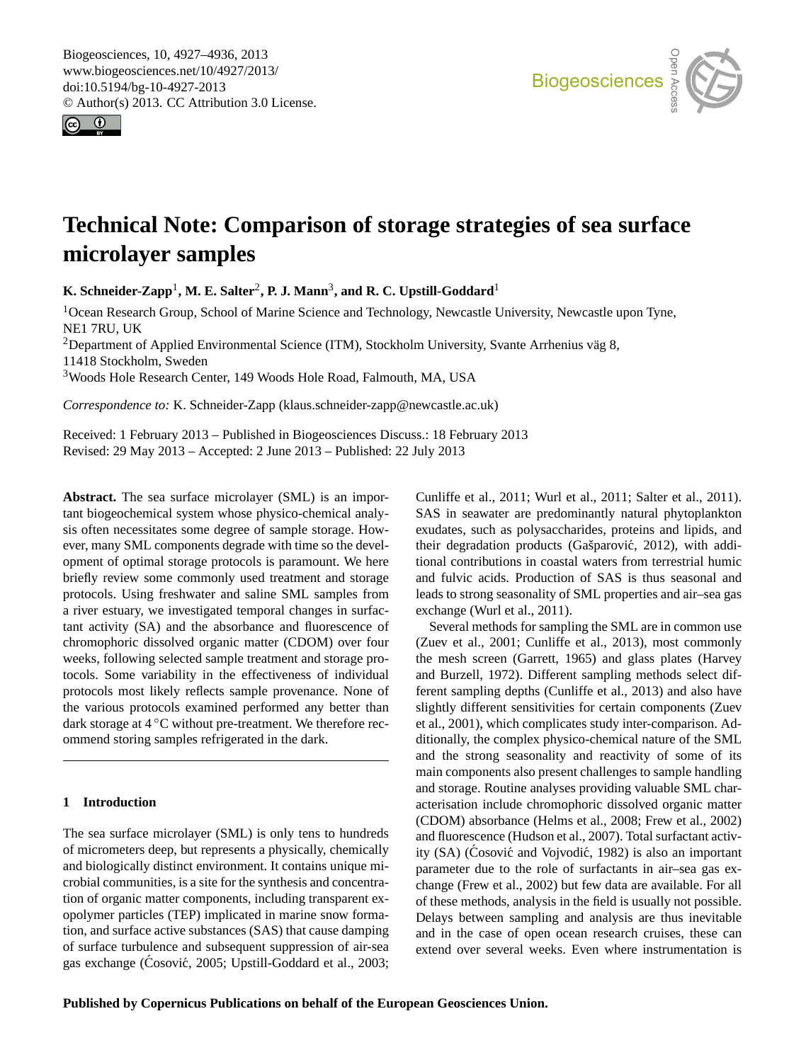# Technical Note: Comparison of storage strategies of sea surface microlayer samples

**K. Schneider-Zapp**[1], **M. E. Salter**[2], **P. J. Mann**[3], **and R. C. Upstill-Goddard**[1]

[1]Ocean Research Group, School of Marine Science and Technology, Newcastle University, Newcastle upon Tyne, NE1 7RU, UK

[2]Department of Applied Environmental Science (ITM), Stockholm University, Svante Arrhenius väg 8, 11418 Stockholm, Sweden

[3]Woods Hole Research Center, 149 Woods Hole Road, Falmouth, MA, USA

*Correspondence to:* K. Schneider-Zapp (klaus.schneider-zapp@newcastle.ac.uk)

Received: 1 February 2013 – Published in Biogeosciences Discuss.: 18 February 2013
Revised: 29 May 2013 – Accepted: 2 June 2013 – Published: 22 July 2013

**Abstract.** The sea surface microlayer (SML) is an important biogeochemical system whose physico-chemical analysis often necessitates some degree of sample storage. However, many SML components degrade with time so the development of optimal storage protocols is paramount. We here briefly review some commonly used treatment and storage protocols. Using freshwater and saline SML samples from a river estuary, we investigated temporal changes in surfactant activity (SA) and the absorbance and fluorescence of chromophoric dissolved organic matter (CDOM) over four weeks, following selected sample treatment and storage protocols. Some variability in the effectiveness of individual protocols most likely reflects sample provenance. None of the various protocols examined performed any better than dark storage at 4 °C without pre-treatment. We therefore recommend storing samples refrigerated in the dark.

## 1 Introduction

The sea surface microlayer (SML) is only tens to hundreds of micrometers deep, but represents a physically, chemically and biologically distinct environment. It contains unique microbial communities, is a site for the synthesis and concentration of organic matter components, including transparent exopolymer particles (TEP) implicated in marine snow formation, and surface active substances (SAS) that cause damping of surface turbulence and subsequent suppression of air-sea gas exchange (Ćosović, 2005; Upstill-Goddard et al., 2003; Cunliffe et al., 2011; Wurl et al., 2011; Salter et al., 2011). SAS in seawater are predominantly natural phytoplankton exudates, such as polysaccharides, proteins and lipids, and their degradation products (Gašparović, 2012), with additional contributions in coastal waters from terrestrial humic and fulvic acids. Production of SAS is thus seasonal and leads to strong seasonality of SML properties and air–sea gas exchange (Wurl et al., 2011).

Several methods for sampling the SML are in common use (Zuev et al., 2001; Cunliffe et al., 2013), most commonly the mesh screen (Garrett, 1965) and glass plates (Harvey and Burzell, 1972). Different sampling methods select different sampling depths (Cunliffe et al., 2013) and also have slightly different sensitivities for certain components (Zuev et al., 2001), which complicates study inter-comparison. Additionally, the complex physico-chemical nature of the SML and the strong seasonality and reactivity of some of its main components also present challenges to sample handling and storage. Routine analyses providing valuable SML characterisation include chromophoric dissolved organic matter (CDOM) absorbance (Helms et al., 2008; Frew et al., 2002) and fluorescence (Hudson et al., 2007). Total surfactant activity (SA) (Ćosović and Vojvodić, 1982) is also an important parameter due to the role of surfactants in air–sea gas exchange (Frew et al., 2002) but few data are available. For all of these methods, analysis in the field is usually not possible. Delays between sampling and analysis are thus inevitable and in the case of open ocean research cruises, these can extend over several weeks. Even where instrumentation is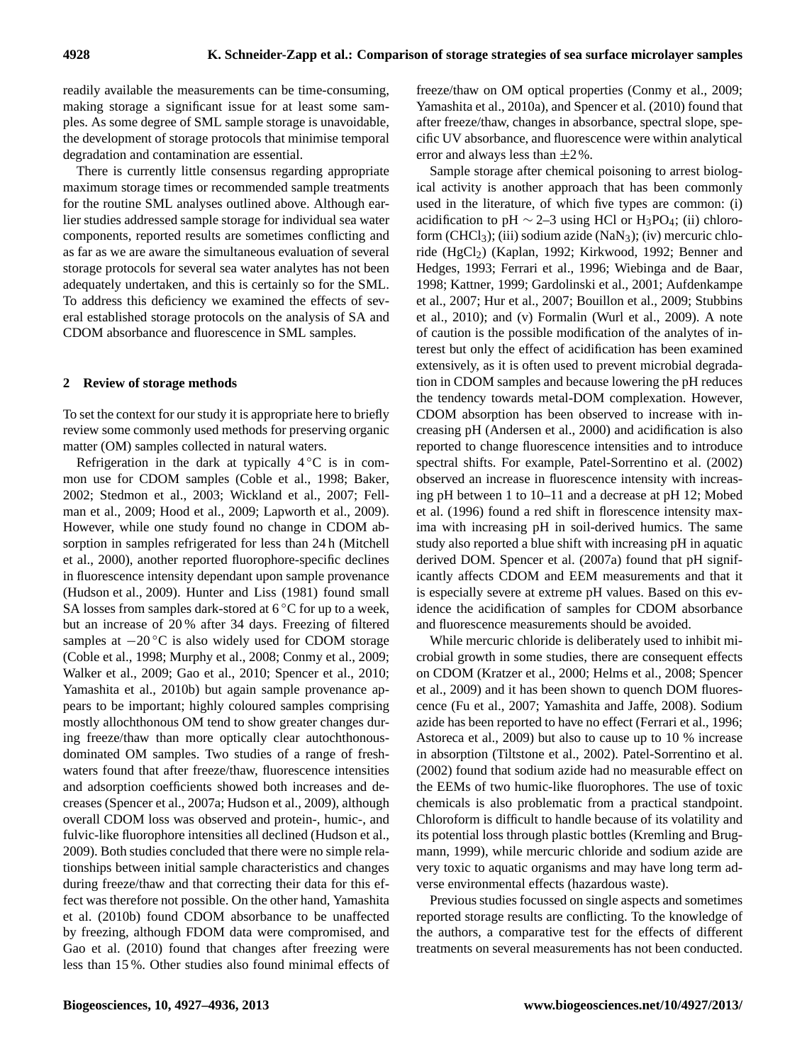readily available the measurements can be time-consuming, making storage a significant issue for at least some samples. As some degree of SML sample storage is unavoidable, the development of storage protocols that minimise temporal degradation and contamination are essential.

There is currently little consensus regarding appropriate maximum storage times or recommended sample treatments for the routine SML analyses outlined above. Although earlier studies addressed sample storage for individual sea water components, reported results are sometimes conflicting and as far as we are aware the simultaneous evaluation of several storage protocols for several sea water analytes has not been adequately undertaken, and this is certainly so for the SML. To address this deficiency we examined the effects of several established storage protocols on the analysis of SA and CDOM absorbance and fluorescence in SML samples.

## 2 Review of storage methods

To set the context for our study it is appropriate here to briefly review some commonly used methods for preserving organic matter (OM) samples collected in natural waters.

Refrigeration in the dark at typically 4 °C is in common use for CDOM samples (Coble et al., 1998; Baker, 2002; Stedmon et al., 2003; Wickland et al., 2007; Fellman et al., 2009; Hood et al., 2009; Lapworth et al., 2009). However, while one study found no change in CDOM absorption in samples refrigerated for less than 24 h (Mitchell et al., 2000), another reported fluorophore-specific declines in fluorescence intensity dependant upon sample provenance (Hudson et al., 2009). Hunter and Liss (1981) found small SA losses from samples dark-stored at 6 °C for up to a week, but an increase of 20 % after 34 days. Freezing of filtered samples at −20 °C is also widely used for CDOM storage (Coble et al., 1998; Murphy et al., 2008; Conmy et al., 2009; Walker et al., 2009; Gao et al., 2010; Spencer et al., 2010; Yamashita et al., 2010b) but again sample provenance appears to be important; highly coloured samples comprising mostly allochthonous OM tend to show greater changes during freeze/thaw than more optically clear autochthonous-dominated OM samples. Two studies of a range of freshwaters found that after freeze/thaw, fluorescence intensities and adsorption coefficients showed both increases and decreases (Spencer et al., 2007a; Hudson et al., 2009), although overall CDOM loss was observed and protein-, humic-, and fulvic-like fluorophore intensities all declined (Hudson et al., 2009). Both studies concluded that there were no simple relationships between initial sample characteristics and changes during freeze/thaw and that correcting their data for this effect was therefore not possible. On the other hand, Yamashita et al. (2010b) found CDOM absorbance to be unaffected by freezing, although FDOM data were compromised, and Gao et al. (2010) found that changes after freezing were less than 15 %. Other studies also found minimal effects of freeze/thaw on OM optical properties (Conmy et al., 2009; Yamashita et al., 2010a), and Spencer et al. (2010) found that after freeze/thaw, changes in absorbance, spectral slope, specific UV absorbance, and fluorescence were within analytical error and always less than ±2 %.

Sample storage after chemical poisoning to arrest biological activity is another approach that has been commonly used in the literature, of which five types are common: (i) acidification to pH ∼ 2–3 using HCl or $H_3PO_4$; (ii) chloroform ($CHCl_3$); (iii) sodium azide ($NaN_3$); (iv) mercuric chloride ($HgCl_2$) (Kaplan, 1992; Kirkwood, 1992; Benner and Hedges, 1993; Ferrari et al., 1996; Wiebinga and de Baar, 1998; Kattner, 1999; Gardolinski et al., 2001; Aufdenkampe et al., 2007; Hur et al., 2007; Bouillon et al., 2009; Stubbins et al., 2010); and (v) Formalin (Wurl et al., 2009). A note of caution is the possible modification of the analytes of interest but only the effect of acidification has been examined extensively, as it is often used to prevent microbial degradation in CDOM samples and because lowering the pH reduces the tendency towards metal-DOM complexation. However, CDOM absorption has been observed to increase with increasing pH (Andersen et al., 2000) and acidification is also reported to change fluorescence intensities and to introduce spectral shifts. For example, Patel-Sorrentino et al. (2002) observed an increase in fluorescence intensity with increasing pH between 1 to 10–11 and a decrease at pH 12; Mobed et al. (1996) found a red shift in florescence intensity maxima with increasing pH in soil-derived humics. The same study also reported a blue shift with increasing pH in aquatic derived DOM. Spencer et al. (2007a) found that pH significantly affects CDOM and EEM measurements and that it is especially severe at extreme pH values. Based on this evidence the acidification of samples for CDOM absorbance and fluorescence measurements should be avoided.

While mercuric chloride is deliberately used to inhibit microbial growth in some studies, there are consequent effects on CDOM (Kratzer et al., 2000; Helms et al., 2008; Spencer et al., 2009) and it has been shown to quench DOM fluorescence (Fu et al., 2007; Yamashita and Jaffe, 2008). Sodium azide has been reported to have no effect (Ferrari et al., 1996; Astoreca et al., 2009) but also to cause up to 10 % increase in absorption (Tiltstone et al., 2002). Patel-Sorrentino et al. (2002) found that sodium azide had no measurable effect on the EEMs of two humic-like fluorophores. The use of toxic chemicals is also problematic from a practical standpoint. Chloroform is difficult to handle because of its volatility and its potential loss through plastic bottles (Kremling and Brugmann, 1999), while mercuric chloride and sodium azide are very toxic to aquatic organisms and may have long term adverse environmental effects (hazardous waste).

Previous studies focussed on single aspects and sometimes reported storage results are conflicting. To the knowledge of the authors, a comparative test for the effects of different treatments on several measurements has not been conducted.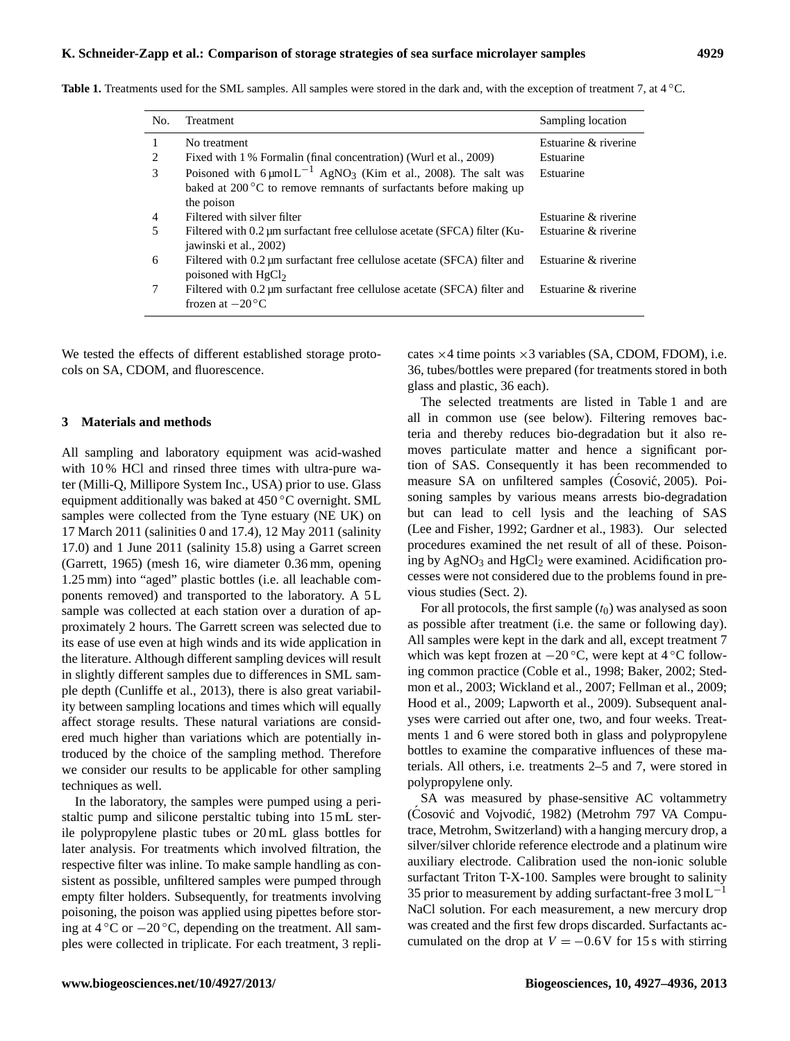**Table 1.** Treatments used for the SML samples. All samples were stored in the dark and, with the exception of treatment 7, at 4 °C.

| No. | Treatment | Sampling location |
|---|---|---|
| 1 | No treatment | Estuarine & riverine |
| 2 | Fixed with 1 % Formalin (final concentration) (Wurl et al., 2009) | Estuarine |
| 3 | Poisoned with 6 $\mu$mol$L^{-1}$ $AgNO_3$ (Kim et al., 2008). The salt was baked at 200 °C to remove remnants of surfactants before making up the poison | Estuarine |
| 4 | Filtered with silver filter | Estuarine & riverine |
| 5 | Filtered with 0.2 µm surfactant free cellulose acetate (SFCA) filter (Kujawinski et al., 2002) | Estuarine & riverine |
| 6 | Filtered with 0.2 µm surfactant free cellulose acetate (SFCA) filter and poisoned with $HgCl_2$ | Estuarine & riverine |
| 7 | Filtered with 0.2 µm surfactant free cellulose acetate (SFCA) filter and frozen at −20 °C | Estuarine & riverine |

We tested the effects of different established storage protocols on SA, CDOM, and fluorescence.

## 3 Materials and methods

All sampling and laboratory equipment was acid-washed with 10 % HCl and rinsed three times with ultra-pure water (Milli-Q, Millipore System Inc., USA) prior to use. Glass equipment additionally was baked at 450 °C overnight. SML samples were collected from the Tyne estuary (NE UK) on 17 March 2011 (salinities 0 and 17.4), 12 May 2011 (salinity 17.0) and 1 June 2011 (salinity 15.8) using a Garret screen (Garrett, 1965) (mesh 16, wire diameter 0.36 mm, opening 1.25 mm) into "aged" plastic bottles (i.e. all leachable components removed) and transported to the laboratory. A 5 L sample was collected at each station over a duration of approximately 2 hours. The Garrett screen was selected due to its ease of use even at high winds and its wide application in the literature. Although different sampling devices will result in slightly different samples due to differences in SML sample depth (Cunliffe et al., 2013), there is also great variability between sampling locations and times which will equally affect storage results. These natural variations are considered much higher than variations which are potentially introduced by the choice of the sampling method. Therefore we consider our results to be applicable for other sampling techniques as well.

In the laboratory, the samples were pumped using a peristaltic pump and silicone perstaltic tubing into 15 mL sterile polypropylene plastic tubes or 20 mL glass bottles for later analysis. For treatments which involved filtration, the respective filter was inline. To make sample handling as consistent as possible, unfiltered samples were pumped through empty filter holders. Subsequently, for treatments involving poisoning, the poison was applied using pipettes before storing at 4 °C or −20 °C, depending on the treatment. All samples were collected in triplicate. For each treatment, 3 replicates ×4 time points ×3 variables (SA, CDOM, FDOM), i.e. 36, tubes/bottles were prepared (for treatments stored in both glass and plastic, 36 each).

The selected treatments are listed in Table 1 and are all in common use (see below). Filtering removes bacteria and thereby reduces bio-degradation but it also removes particulate matter and hence a significant portion of SAS. Consequently it has been recommended to measure SA on unfiltered samples (Ćosović, 2005). Poisoning samples by various means arrests bio-degradation but can lead to cell lysis and the leaching of SAS (Lee and Fisher, 1992; Gardner et al., 1983). Our selected procedures examined the net result of all of these. Poisoning by $AgNO_3$ and $HgCl_2$ were examined. Acidification processes were not considered due to the problems found in previous studies (Sect. 2).

For all protocols, the first sample ($t_0$) was analysed as soon as possible after treatment (i.e. the same or following day). All samples were kept in the dark and all, except treatment 7 which was kept frozen at −20 °C, were kept at 4 °C following common practice (Coble et al., 1998; Baker, 2002; Stedmon et al., 2003; Wickland et al., 2007; Fellman et al., 2009; Hood et al., 2009; Lapworth et al., 2009). Subsequent analyses were carried out after one, two, and four weeks. Treatments 1 and 6 were stored both in glass and polypropylene bottles to examine the comparative influences of these materials. All others, i.e. treatments 2–5 and 7, were stored in polypropylene only.

SA was measured by phase-sensitive AC voltammetry (Ćosović and Vojvodić, 1982) (Metrohm 797 VA Computrace, Metrohm, Switzerland) with a hanging mercury drop, a silver/silver chloride reference electrode and a platinum wire auxiliary electrode. Calibration used the non-ionic soluble surfactant Triton T-X-100. Samples were brought to salinity 35 prior to measurement by adding surfactant-free 3 mol$L^{-1}$ NaCl solution. For each measurement, a new mercury drop was created and the first few drops discarded. Surfactants accumulated on the drop at $V = -0.6$ V for 15 s with stirring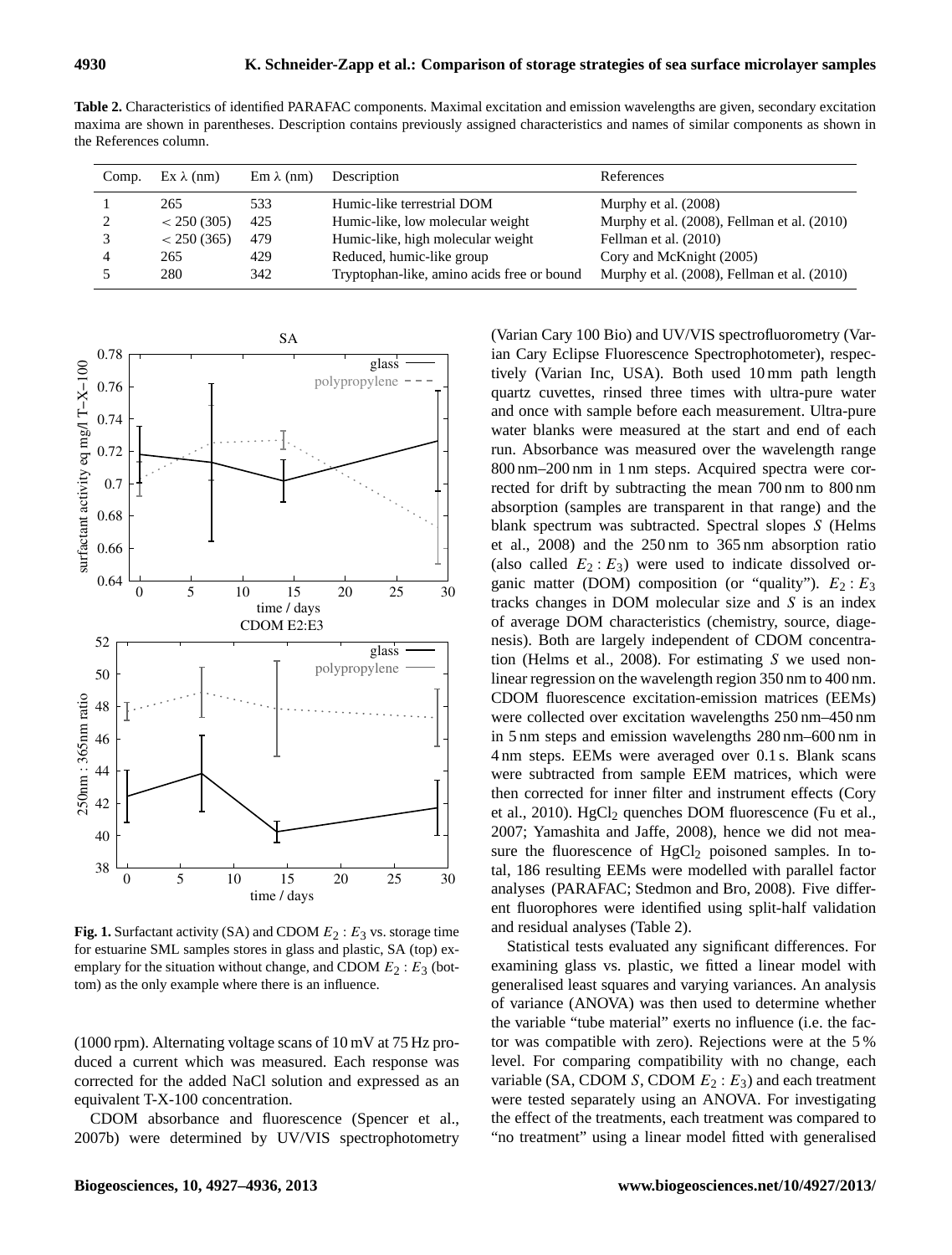**Table 2.** Characteristics of identified PARAFAC components. Maximal excitation and emission wavelengths are given, secondary excitation maxima are shown in parentheses. Description contains previously assigned characteristics and names of similar components as shown in the References column.

| Comp. | Ex λ (nm) | Em λ (nm) | Description | References |
|---|---|---|---|---|
| 1 | 265 | 533 | Humic-like terrestrial DOM | Murphy et al. (2008) |
| 2 | < 250 (305) | 425 | Humic-like, low molecular weight | Murphy et al. (2008), Fellman et al. (2010) |
| 3 | < 250 (365) | 479 | Humic-like, high molecular weight | Fellman et al. (2010) |
| 4 | 265 | 429 | Reduced, humic-like group | Cory and McKnight (2005) |
| 5 | 280 | 342 | Tryptophan-like, amino acids free or bound | Murphy et al. (2008), Fellman et al. (2010) |

**Fig. 1.** Surfactant activity (SA) and CDOM $E_2 : E_3$ vs. storage time for estuarine SML samples stores in glass and plastic, SA (top) exemplary for the situation without change, and CDOM $E_2 : E_3$ (bottom) as the only example where there is an influence.

(1000 rpm). Alternating voltage scans of 10 mV at 75 Hz produced a current which was measured. Each response was corrected for the added NaCl solution and expressed as an equivalent T-X-100 concentration.

CDOM absorbance and fluorescence (Spencer et al., 2007b) were determined by UV/VIS spectrophotometry (Varian Cary 100 Bio) and UV/VIS spectrofluorometry (Varian Cary Eclipse Fluorescence Spectrophotometer), respectively (Varian Inc, USA). Both used 10 mm path length quartz cuvettes, rinsed three times with ultra-pure water and once with sample before each measurement. Ultra-pure water blanks were measured at the start and end of each run. Absorbance was measured over the wavelength range 800 nm–200 nm in 1 nm steps. Acquired spectra were corrected for drift by subtracting the mean 700 nm to 800 nm absorption (samples are transparent in that range) and the blank spectrum was subtracted. Spectral slopes $S$ (Helms et al., 2008) and the 250 nm to 365 nm absorption ratio (also called $E_2 : E_3$) were used to indicate dissolved organic matter (DOM) composition (or "quality"). $E_2 : E_3$ tracks changes in DOM molecular size and $S$ is an index of average DOM characteristics (chemistry, source, diagenesis). Both are largely independent of CDOM concentration (Helms et al., 2008). For estimating $S$ we used nonlinear regression on the wavelength region 350 nm to 400 nm. CDOM fluorescence excitation-emission matrices (EEMs) were collected over excitation wavelengths 250 nm–450 nm in 5 nm steps and emission wavelengths 280 nm–600 nm in 4 nm steps. EEMs were averaged over 0.1 s. Blank scans were subtracted from sample EEM matrices, which were then corrected for inner filter and instrument effects (Cory et al., 2010). $HgCl_2$ quenches DOM fluorescence (Fu et al., 2007; Yamashita and Jaffe, 2008), hence we did not measure the fluorescence of $HgCl_2$ poisoned samples. In total, 186 resulting EEMs were modelled with parallel factor analyses (PARAFAC; Stedmon and Bro, 2008). Five different fluorophores were identified using split-half validation and residual analyses (Table 2).

Statistical tests evaluated any significant differences. For examining glass vs. plastic, we fitted a linear model with generalised least squares and varying variances. An analysis of variance (ANOVA) was then used to determine whether the variable "tube material" exerts no influence (i.e. the factor was compatible with zero). Rejections were at the 5 % level. For comparing compatibility with no change, each variable (SA, CDOM $S$, CDOM $E_2 : E_3$) and each treatment were tested separately using an ANOVA. For investigating the effect of the treatments, each treatment was compared to "no treatment" using a linear model fitted with generalised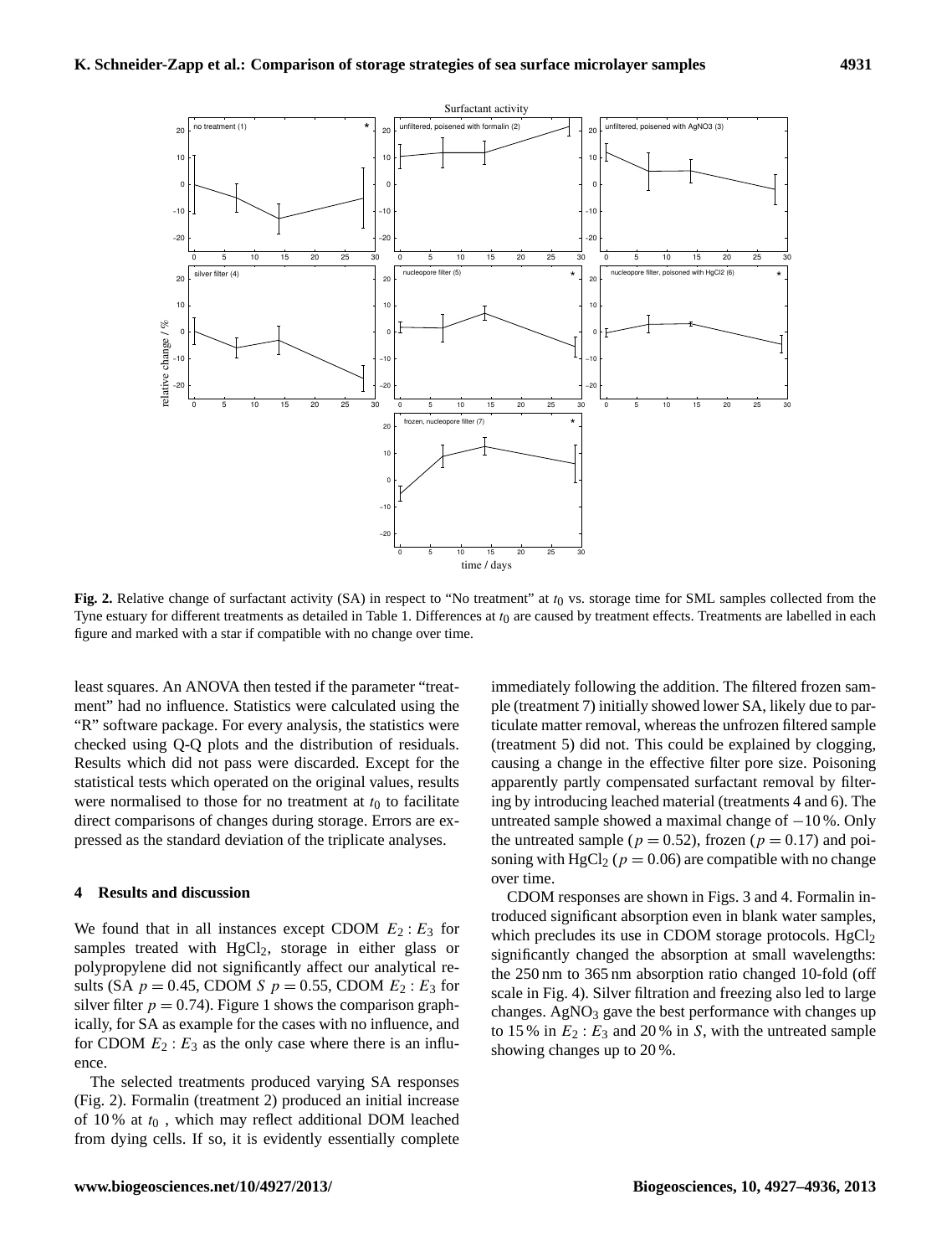**Fig. 2.** Relative change of surfactant activity (SA) in respect to "No treatment" at $t_0$ vs. storage time for SML samples collected from the Tyne estuary for different treatments as detailed in Table 1. Differences at $t_0$ are caused by treatment effects. Treatments are labelled in each figure and marked with a star if compatible with no change over time.

least squares. An ANOVA then tested if the parameter "treatment" had no influence. Statistics were calculated using the "R" software package. For every analysis, the statistics were checked using Q-Q plots and the distribution of residuals. Results which did not pass were discarded. Except for the statistical tests which operated on the original values, results were normalised to those for no treatment at $t_0$ to facilitate direct comparisons of changes during storage. Errors are expressed as the standard deviation of the triplicate analyses.

## 4 Results and discussion

We found that in all instances except CDOM $E_2 : E_3$ for samples treated with $HgCl_2$, storage in either glass or polypropylene did not significantly affect our analytical results (SA $p = 0.45$, CDOM $S$ $p = 0.55$, CDOM $E_2 : E_3$ for silver filter $p = 0.74$). Figure 1 shows the comparison graphically, for SA as example for the cases with no influence, and for CDOM $E_2 : E_3$ as the only case where there is an influence.

The selected treatments produced varying SA responses (Fig. 2). Formalin (treatment 2) produced an initial increase of 10 % at $t_0$ , which may reflect additional DOM leached from dying cells. If so, it is evidently essentially complete immediately following the addition. The filtered frozen sample (treatment 7) initially showed lower SA, likely due to particulate matter removal, whereas the unfrozen filtered sample (treatment 5) did not. This could be explained by clogging, causing a change in the effective filter pore size. Poisoning apparently partly compensated surfactant removal by filtering by introducing leached material (treatments 4 and 6). The untreated sample showed a maximal change of −10 %. Only the untreated sample ($p = 0.52$), frozen ($p = 0.17$) and poisoning with $HgCl_2$ ($p = 0.06$) are compatible with no change over time.

CDOM responses are shown in Figs. 3 and 4. Formalin introduced significant absorption even in blank water samples, which precludes its use in CDOM storage protocols. $HgCl_2$ significantly changed the absorption at small wavelengths: the 250 nm to 365 nm absorption ratio changed 10-fold (off scale in Fig. 4). Silver filtration and freezing also led to large changes. $AgNO_3$ gave the best performance with changes up to 15 % in $E_2 : E_3$ and 20 % in $S$, with the untreated sample showing changes up to 20 %.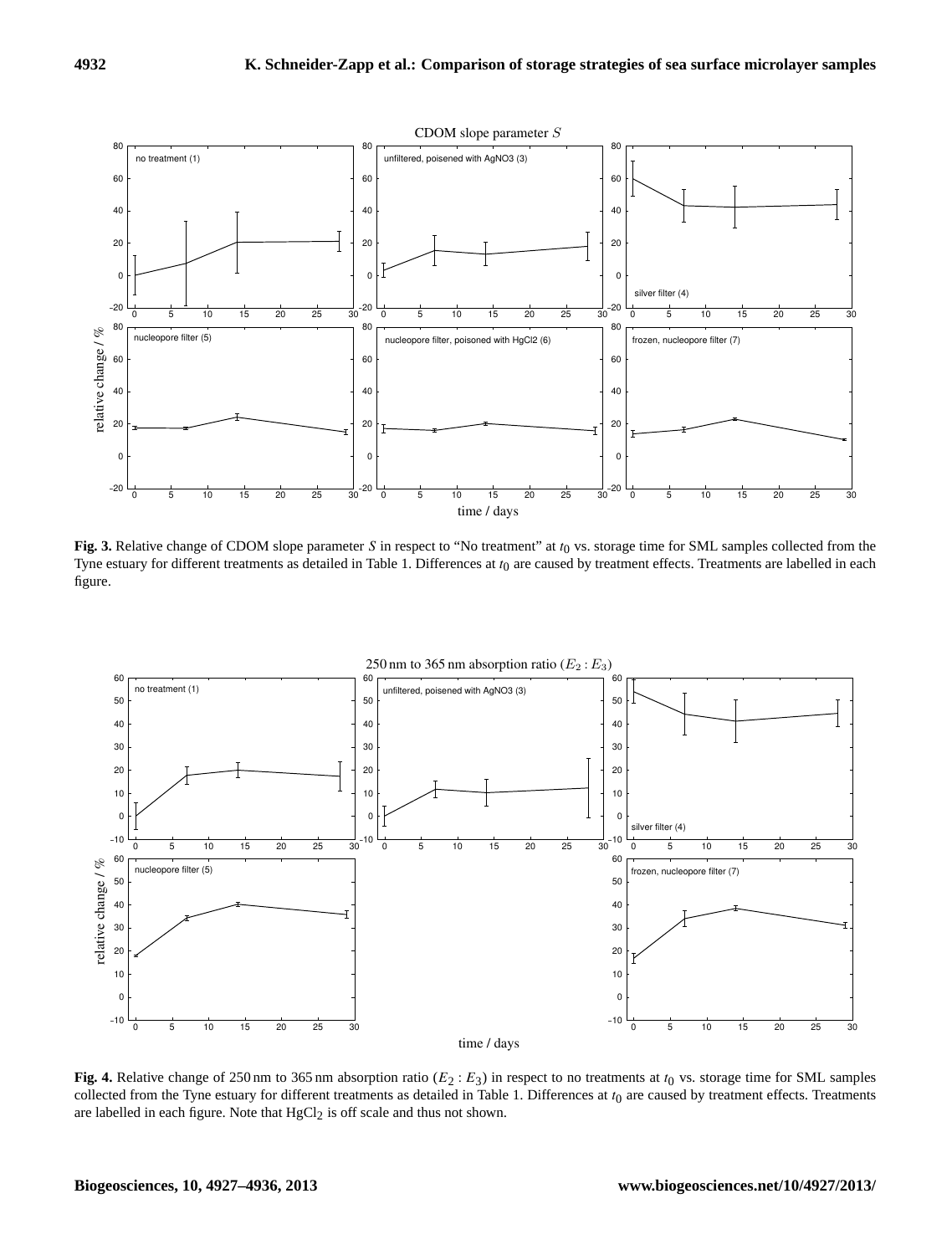**Fig. 3.** Relative change of CDOM slope parameter $S$ in respect to "No treatment" at $t_0$ vs. storage time for SML samples collected from the Tyne estuary for different treatments as detailed in Table 1. Differences at $t_0$ are caused by treatment effects. Treatments are labelled in each figure.

**Fig. 4.** Relative change of 250 nm to 365 nm absorption ratio ($E_2 : E_3$) in respect to no treatments at $t_0$ vs. storage time for SML samples collected from the Tyne estuary for different treatments as detailed in Table 1. Differences at $t_0$ are caused by treatment effects. Treatments are labelled in each figure. Note that $HgCl_2$ is off scale and thus not shown.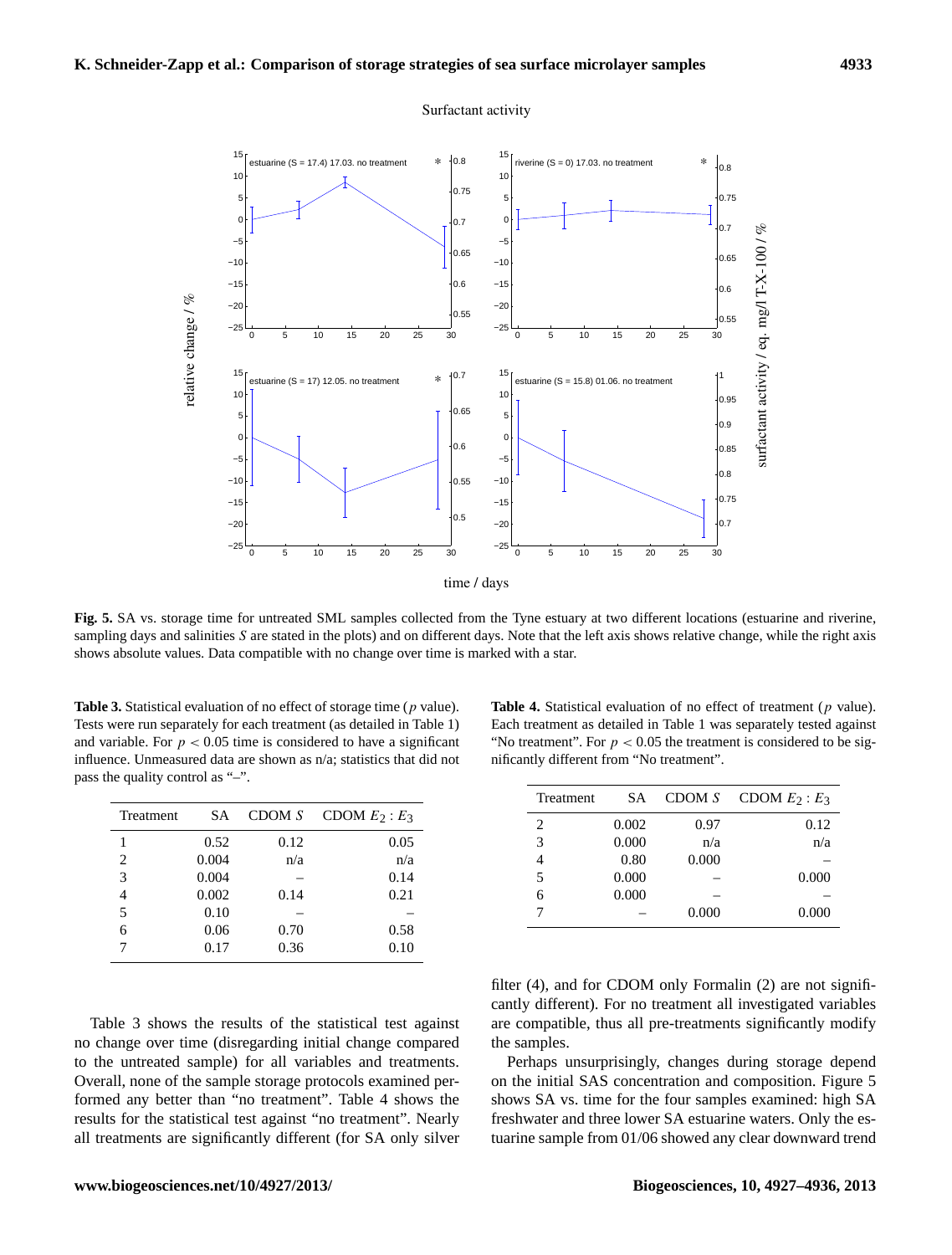**Fig. 5.** SA vs. storage time for untreated SML samples collected from the Tyne estuary at two different locations (estuarine and riverine, sampling days and salinities $S$ are stated in the plots) and on different days. Note that the left axis shows relative change, while the right axis shows absolute values. Data compatible with no change over time is marked with a star.

**Table 3.** Statistical evaluation of no effect of storage time ($p$ value). Tests were run separately for each treatment (as detailed in Table 1) and variable. For $p < 0.05$ time is considered to have a significant influence. Unmeasured data are shown as n/a; statistics that did not pass the quality control as "–".

| Treatment | SA | CDOM $S$ | CDOM $E_2 : E_3$ |
|---|---|---|---|
| 1 | 0.52 | 0.12 | 0.05 |
| 2 | 0.004 | n/a | n/a |
| 3 | 0.004 | – | 0.14 |
| 4 | 0.002 | 0.14 | 0.21 |
| 5 | 0.10 | – | – |
| 6 | 0.06 | 0.70 | 0.58 |
| 7 | 0.17 | 0.36 | 0.10 |

**Table 4.** Statistical evaluation of no effect of treatment ($p$ value). Each treatment as detailed in Table 1 was separately tested against "No treatment". For $p < 0.05$ the treatment is considered to be significantly different from "No treatment".

| Treatment | SA | CDOM $S$ | CDOM $E_2 : E_3$ |
|---|---|---|---|
| 2 | 0.002 | 0.97 | 0.12 |
| 3 | 0.000 | n/a | n/a |
| 4 | 0.80 | 0.000 | – |
| 5 | 0.000 | – | 0.000 |
| 6 | 0.000 | – | – |
| 7 | – | 0.000 | 0.000 |

Table 3 shows the results of the statistical test against no change over time (disregarding initial change compared to the untreated sample) for all variables and treatments. Overall, none of the sample storage protocols examined performed any better than "no treatment". Table 4 shows the results for the statistical test against "no treatment". Nearly all treatments are significantly different (for SA only silver filter (4), and for CDOM only Formalin (2) are not significantly different). For no treatment all investigated variables are compatible, thus all pre-treatments significantly modify the samples.

Perhaps unsurprisingly, changes during storage depend on the initial SAS concentration and composition. Figure 5 shows SA vs. time for the four samples examined: high SA freshwater and three lower SA estuarine waters. Only the estuarine sample from 01/06 showed any clear downward trend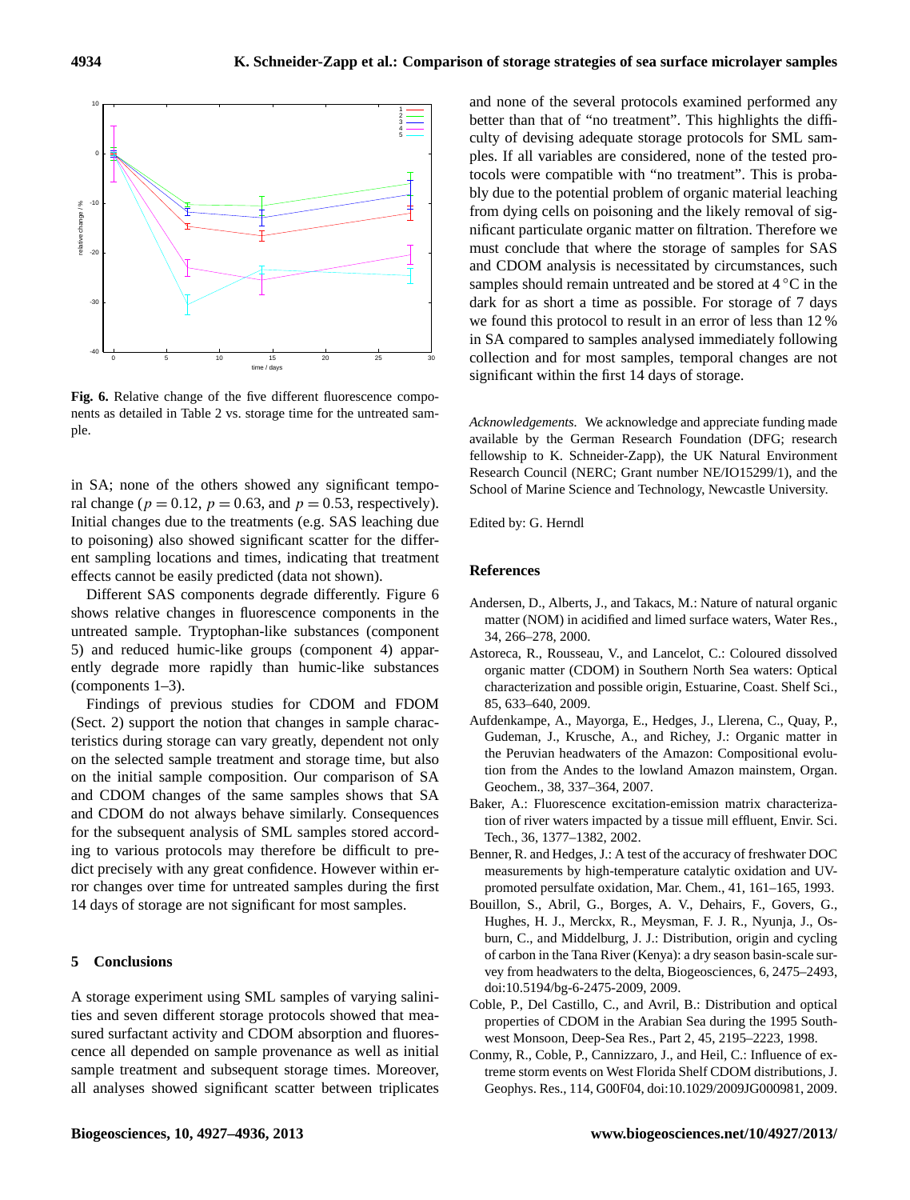Fig. 6. Relative change of the five different fluorescence components as detailed in Table 2 vs. storage time for the untreated sample.

in SA; none of the others showed any significant temporal change ($p = 0.12$, $p = 0.63$, and $p = 0.53$, respectively). Initial changes due to the treatments (e.g. SAS leaching due to poisoning) also showed significant scatter for the different sampling locations and times, indicating that treatment effects cannot be easily predicted (data not shown).

Different SAS components degrade differently. Figure 6 shows relative changes in fluorescence components in the untreated sample. Tryptophan-like substances (component 5) and reduced humic-like groups (component 4) apparently degrade more rapidly than humic-like substances (components 1–3).

Findings of previous studies for CDOM and FDOM (Sect. 2) support the notion that changes in sample characteristics during storage can vary greatly, dependent not only on the selected sample treatment and storage time, but also on the initial sample composition. Our comparison of SA and CDOM changes of the same samples shows that SA and CDOM do not always behave similarly. Consequences for the subsequent analysis of SML samples stored according to various protocols may therefore be difficult to predict precisely with any great confidence. However within error changes over time for untreated samples during the first 14 days of storage are not significant for most samples.

## 5 Conclusions

A storage experiment using SML samples of varying salinities and seven different storage protocols showed that measured surfactant activity and CDOM absorption and fluorescence all depended on sample provenance as well as initial sample treatment and subsequent storage times. Moreover, all analyses showed significant scatter between triplicates and none of the several protocols examined performed any better than that of "no treatment". This highlights the difficulty of devising adequate storage protocols for SML samples. If all variables are considered, none of the tested protocols were compatible with "no treatment". This is probably due to the potential problem of organic material leaching from dying cells on poisoning and the likely removal of significant particulate organic matter on filtration. Therefore we must conclude that where the storage of samples for SAS and CDOM analysis is necessitated by circumstances, such samples should remain untreated and be stored at 4 °C in the dark for as short a time as possible. For storage of 7 days we found this protocol to result in an error of less than 12 % in SA compared to samples analysed immediately following collection and for most samples, temporal changes are not significant within the first 14 days of storage.

*Acknowledgements.* We acknowledge and appreciate funding made available by the German Research Foundation (DFG; research fellowship to K. Schneider-Zapp), the UK Natural Environment Research Council (NERC; Grant number NE/IO15299/1), and the School of Marine Science and Technology, Newcastle University.

Edited by: G. Herndl

## References

Andersen, D., Alberts, J., and Takacs, M.: Nature of natural organic matter (NOM) in acidified and limed surface waters, Water Res., 34, 266–278, 2000.

Astoreca, R., Rousseau, V., and Lancelot, C.: Coloured dissolved organic matter (CDOM) in Southern North Sea waters: Optical characterization and possible origin, Estuarine, Coast. Shelf Sci., 85, 633–640, 2009.

Aufdenkampe, A., Mayorga, E., Hedges, J., Llerena, C., Quay, P., Gudeman, J., Krusche, A., and Richey, J.: Organic matter in the Peruvian headwaters of the Amazon: Compositional evolution from the Andes to the lowland Amazon mainstem, Organ. Geochem., 38, 337–364, 2007.

Baker, A.: Fluorescence excitation-emission matrix characterization of river waters impacted by a tissue mill effluent, Envir. Sci. Tech., 36, 1377–1382, 2002.

Benner, R. and Hedges, J.: A test of the accuracy of freshwater DOC measurements by high-temperature catalytic oxidation and UV-promoted persulfate oxidation, Mar. Chem., 41, 161–165, 1993.

Bouillon, S., Abril, G., Borges, A. V., Dehairs, F., Govers, G., Hughes, H. J., Merckx, R., Meysman, F. J. R., Nyunja, J., Osburn, C., and Middelburg, J. J.: Distribution, origin and cycling of carbon in the Tana River (Kenya): a dry season basin-scale survey from headwaters to the delta, Biogeosciences, 6, 2475–2493, doi:10.5194/bg-6-2475-2009, 2009.

Coble, P., Del Castillo, C., and Avril, B.: Distribution and optical properties of CDOM in the Arabian Sea during the 1995 Southwest Monsoon, Deep-Sea Res., Part 2, 45, 2195–2223, 1998.

Conmy, R., Coble, P., Cannizzaro, J., and Heil, C.: Influence of extreme storm events on West Florida Shelf CDOM distributions, J. Geophys. Res., 114, G00F04, doi:10.1029/2009JG000981, 2009.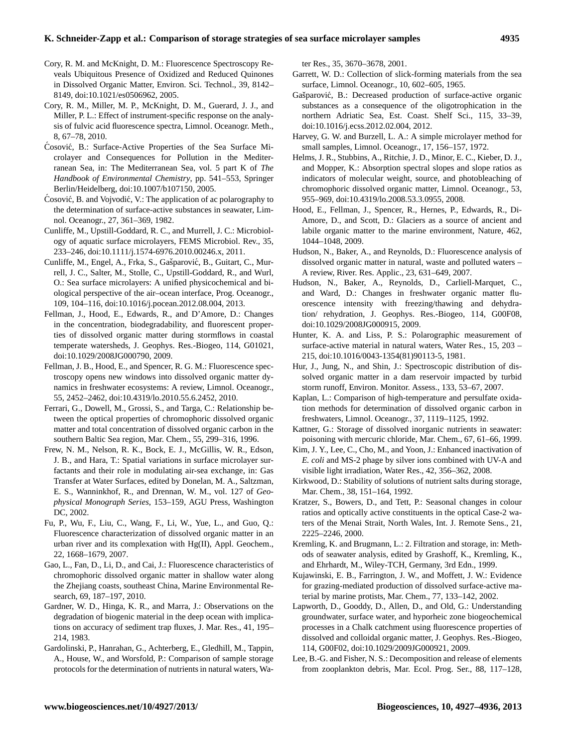Cory, R. M. and McKnight, D. M.: Fluorescence Spectroscopy Reveals Ubiquitous Presence of Oxidized and Reduced Quinones in Dissolved Organic Matter, Environ. Sci. Technol., 39, 8142–8149, doi:10.1021/es0506962, 2005.

Cory, R. M., Miller, M. P., McKnight, D. M., Guerard, J. J., and Miller, P. L.: Effect of instrument-specific response on the analysis of fulvic acid fluorescence spectra, Limnol. Oceanogr. Meth., 8, 67–78, 2010.

Ćosović, B.: Surface-Active Properties of the Sea Surface Microlayer and Consequences for Pollution in the Mediterranean Sea, in: The Mediterranean Sea, vol. 5 part K of *The Handbook of Environmental Chemistry*, pp. 541–553, Springer Berlin/Heidelberg, doi:10.1007/b107150, 2005.

Ćosović, B. and Vojvodić, V.: The application of ac polarography to the determination of surface-active substances in seawater, Limnol. Oceanogr., 27, 361–369, 1982.

Cunliffe, M., Upstill-Goddard, R. C., and Murrell, J. C.: Microbiology of aquatic surface microlayers, FEMS Microbiol. Rev., 35, 233–246, doi:10.1111/j.1574-6976.2010.00246.x, 2011.

Cunliffe, M., Engel, A., Frka, S., Gašparović, B., Guitart, C., Murrell, J. C., Salter, M., Stolle, C., Upstill-Goddard, R., and Wurl, O.: Sea surface microlayers: A unified physicochemical and biological perspective of the air–ocean interface, Prog. Oceanogr., 109, 104–116, doi:10.1016/j.pocean.2012.08.004, 2013.

Fellman, J., Hood, E., Edwards, R., and D'Amore, D.: Changes in the concentration, biodegradability, and fluorescent properties of dissolved organic matter during stormflows in coastal temperate watersheds, J. Geophys. Res.-Biogeo, 114, G01021, doi:10.1029/2008JG000790, 2009.

Fellman, J. B., Hood, E., and Spencer, R. G. M.: Fluorescence spectroscopy opens new windows into dissolved organic matter dynamics in freshwater ecosystems: A review, Limnol. Oceanogr., 55, 2452–2462, doi:10.4319/lo.2010.55.6.2452, 2010.

Ferrari, G., Dowell, M., Grossi, S., and Targa, C.: Relationship between the optical properties of chromophoric dissolved organic matter and total concentration of dissolved organic carbon in the southern Baltic Sea region, Mar. Chem., 55, 299–316, 1996.

Frew, N. M., Nelson, R. K., Bock, E. J., McGillis, W. R., Edson, J. B., and Hara, T.: Spatial variations in surface microlayer surfactants and their role in modulating air-sea exchange, in: Gas Transfer at Water Surfaces, edited by Donelan, M. A., Saltzman, E. S., Wanninkhof, R., and Drennan, W. M., vol. 127 of *Geophysical Monograph Series*, 153–159, AGU Press, Washington DC, 2002.

Fu, P., Wu, F., Liu, C., Wang, F., Li, W., Yue, L., and Guo, Q.: Fluorescence characterization of dissolved organic matter in an urban river and its complexation with Hg(II), Appl. Geochem., 22, 1668–1679, 2007.

Gao, L., Fan, D., Li, D., and Cai, J.: Fluorescence characteristics of chromophoric dissolved organic matter in shallow water along the Zhejiang coasts, southeast China, Marine Environmental Research, 69, 187–197, 2010.

Gardner, W. D., Hinga, K. R., and Marra, J.: Observations on the degradation of biogenic material in the deep ocean with implications on accuracy of sediment trap fluxes, J. Mar. Res., 41, 195–214, 1983.

Gardolinski, P., Hanrahan, G., Achterberg, E., Gledhill, M., Tappin, A., House, W., and Worsfold, P.: Comparison of sample storage protocols for the determination of nutrients in natural waters, Water Res., 35, 3670–3678, 2001.

Garrett, W. D.: Collection of slick-forming materials from the sea surface, Limnol. Oceanogr., 10, 602–605, 1965.

Gašparović, B.: Decreased production of surface-active organic substances as a consequence of the oligotrophication in the northern Adriatic Sea, Est. Coast. Shelf Sci., 115, 33–39, doi:10.1016/j.ecss.2012.02.004, 2012.

Harvey, G. W. and Burzell, L. A.: A simple microlayer method for small samples, Limnol. Oceanogr., 17, 156–157, 1972.

Helms, J. R., Stubbins, A., Ritchie, J. D., Minor, E. C., Kieber, D. J., and Mopper, K.: Absorption spectral slopes and slope ratios as indicators of molecular weight, source, and photobleaching of chromophoric dissolved organic matter, Limnol. Oceanogr., 53, 955–969, doi:10.4319/lo.2008.53.3.0955, 2008.

Hood, E., Fellman, J., Spencer, R., Hernes, P., Edwards, R., DiAmore, D., and Scott, D.: Glaciers as a source of ancient and labile organic matter to the marine environment, Nature, 462, 1044–1048, 2009.

Hudson, N., Baker, A., and Reynolds, D.: Fluorescence analysis of dissolved organic matter in natural, waste and polluted waters – A review, River. Res. Applic., 23, 631–649, 2007.

Hudson, N., Baker, A., Reynolds, D., Carliell-Marquet, C., and Ward, D.: Changes in freshwater organic matter fluorescence intensity with freezing/thawing and dehydration/ rehydration, J. Geophys. Res.-Biogeo, 114, G00F08, doi:10.1029/2008JG000915, 2009.

Hunter, K. A. and Liss, P. S.: Polarographic measurement of surface-active material in natural waters, Water Res., 15, 203 – 215, doi:10.1016/0043-1354(81)90113-5, 1981.

Hur, J., Jung, N., and Shin, J.: Spectroscopic distribution of dissolved organic matter in a dam reservoir impacted by turbid storm runoff, Environ. Monitor. Assess., 133, 53–67, 2007.

Kaplan, L.: Comparison of high-temperature and persulfate oxidation methods for determination of dissolved organic carbon in freshwaters, Limnol. Oceanogr., 37, 1119–1125, 1992.

Kattner, G.: Storage of dissolved inorganic nutrients in seawater: poisoning with mercuric chloride, Mar. Chem., 67, 61–66, 1999.

Kim, J. Y., Lee, C., Cho, M., and Yoon, J.: Enhanced inactivation of *E. coli* and MS-2 phage by silver ions combined with UV-A and visible light irradiation, Water Res., 42, 356–362, 2008.

Kirkwood, D.: Stability of solutions of nutrient salts during storage, Mar. Chem., 38, 151–164, 1992.

Kratzer, S., Bowers, D., and Tett, P.: Seasonal changes in colour ratios and optically active constituents in the optical Case-2 waters of the Menai Strait, North Wales, Int. J. Remote Sens., 21, 2225–2246, 2000.

Kremling, K. and Brugmann, L.: 2. Filtration and storage, in: Methods of seawater analysis, edited by Grashoff, K., Kremling, K., and Ehrhardt, M., Wiley-TCH, Germany, 3rd Edn., 1999.

Kujawinski, E. B., Farrington, J. W., and Moffett, J. W.: Evidence for grazing-mediated production of dissolved surface-active material by marine protists, Mar. Chem., 77, 133–142, 2002.

Lapworth, D., Gooddy, D., Allen, D., and Old, G.: Understanding groundwater, surface water, and hyporheic zone biogeochemical processes in a Chalk catchment using fluorescence properties of dissolved and colloidal organic matter, J. Geophys. Res.-Biogeo, 114, G00F02, doi:10.1029/2009JG000921, 2009.

Lee, B.-G. and Fisher, N. S.: Decomposition and release of elements from zooplankton debris, Mar. Ecol. Prog. Ser., 88, 117–128,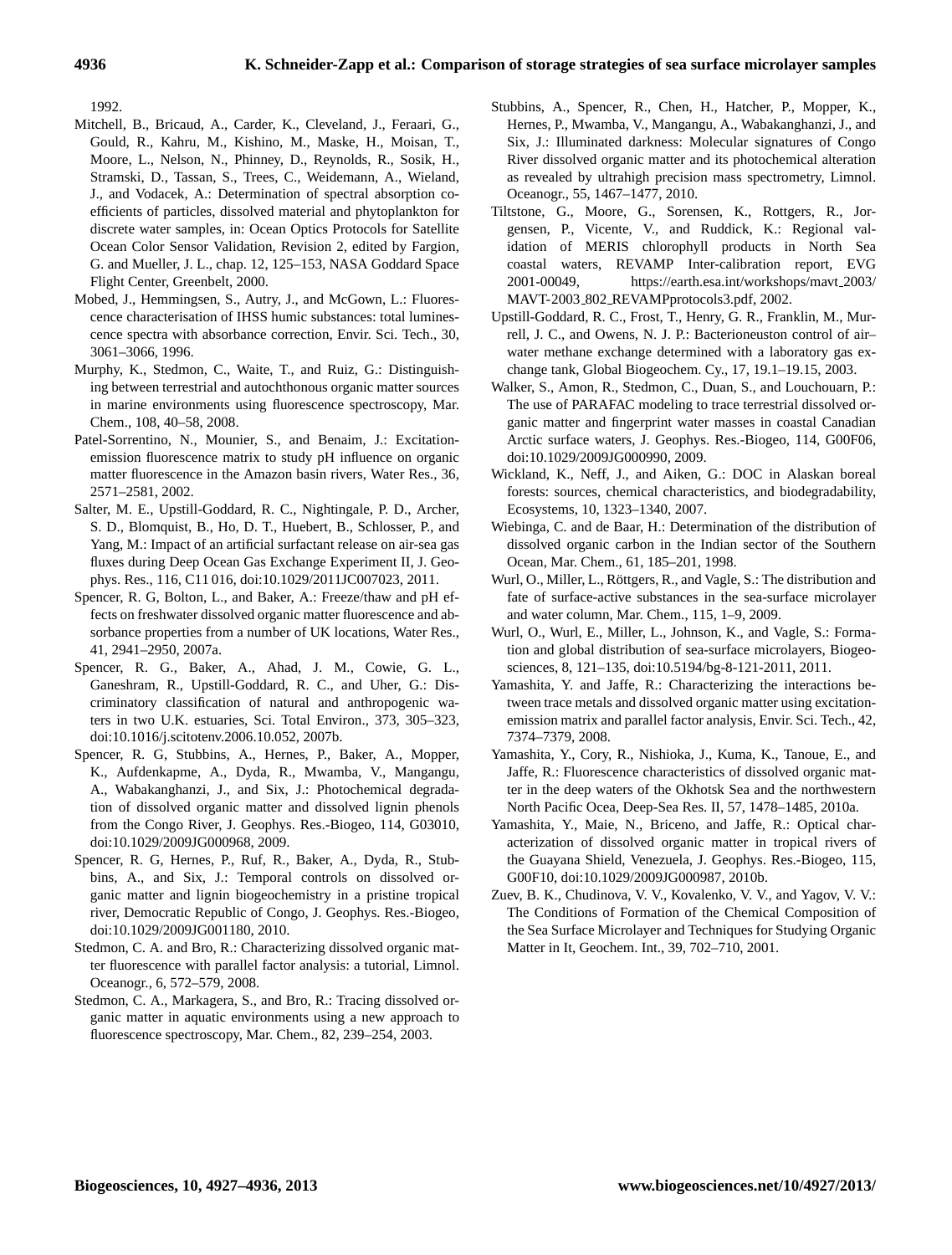1992.

Mitchell, B., Bricaud, A., Carder, K., Cleveland, J., Feraari, G., Gould, R., Kahru, M., Kishino, M., Maske, H., Moisan, T., Moore, L., Nelson, N., Phinney, D., Reynolds, R., Sosik, H., Stramski, D., Tassan, S., Trees, C., Weidemann, A., Wieland, J., and Vodacek, A.: Determination of spectral absorption coefficients of particles, dissolved material and phytoplankton for discrete water samples, in: Ocean Optics Protocols for Satellite Ocean Color Sensor Validation, Revision 2, edited by Fargion, G. and Mueller, J. L., chap. 12, 125–153, NASA Goddard Space Flight Center, Greenbelt, 2000.

Mobed, J., Hemmingsen, S., Autry, J., and McGown, L.: Fluorescence characterisation of IHSS humic substances: total luminescence spectra with absorbance correction, Envir. Sci. Tech., 30, 3061–3066, 1996.

Murphy, K., Stedmon, C., Waite, T., and Ruiz, G.: Distinguishing between terrestrial and autochthonous organic matter sources in marine environments using fluorescence spectroscopy, Mar. Chem., 108, 40–58, 2008.

Patel-Sorrentino, N., Mounier, S., and Benaim, J.: Excitation-emission fluorescence matrix to study pH influence on organic matter fluorescence in the Amazon basin rivers, Water Res., 36, 2571–2581, 2002.

Salter, M. E., Upstill-Goddard, R. C., Nightingale, P. D., Archer, S. D., Blomquist, B., Ho, D. T., Huebert, B., Schlosser, P., and Yang, M.: Impact of an artificial surfactant release on air-sea gas fluxes during Deep Ocean Gas Exchange Experiment II, J. Geophys. Res., 116, C11 016, doi:10.1029/2011JC007023, 2011.

Spencer, R. G, Bolton, L., and Baker, A.: Freeze/thaw and pH effects on freshwater dissolved organic matter fluorescence and absorbance properties from a number of UK locations, Water Res., 41, 2941–2950, 2007a.

Spencer, R. G., Baker, A., Ahad, J. M., Cowie, G. L., Ganeshram, R., Upstill-Goddard, R. C., and Uher, G.: Discriminatory classification of natural and anthropogenic waters in two U.K. estuaries, Sci. Total Environ., 373, 305–323, doi:10.1016/j.scitotenv.2006.10.052, 2007b.

Spencer, R. G, Stubbins, A., Hernes, P., Baker, A., Mopper, K., Aufdenkapme, A., Dyda, R., Mwamba, V., Mangangu, A., Wabakanghanzi, J., and Six, J.: Photochemical degradation of dissolved organic matter and dissolved lignin phenols from the Congo River, J. Geophys. Res.-Biogeo, 114, G03010, doi:10.1029/2009JG000968, 2009.

Spencer, R. G, Hernes, P., Ruf, R., Baker, A., Dyda, R., Stubbins, A., and Six, J.: Temporal controls on dissolved organic matter and lignin biogeochemistry in a pristine tropical river, Democratic Republic of Congo, J. Geophys. Res.-Biogeo, doi:10.1029/2009JG001180, 2010.

Stedmon, C. A. and Bro, R.: Characterizing dissolved organic matter fluorescence with parallel factor analysis: a tutorial, Limnol. Oceanogr., 6, 572–579, 2008.

Stedmon, C. A., Markagera, S., and Bro, R.: Tracing dissolved organic matter in aquatic environments using a new approach to fluorescence spectroscopy, Mar. Chem., 82, 239–254, 2003.

Stubbins, A., Spencer, R., Chen, H., Hatcher, P., Mopper, K., Hernes, P., Mwamba, V., Mangangu, A., Wabakanghanzi, J., and Six, J.: Illuminated darkness: Molecular signatures of Congo River dissolved organic matter and its photochemical alteration as revealed by ultrahigh precision mass spectrometry, Limnol. Oceanogr., 55, 1467–1477, 2010.

Tiltstone, G., Moore, G., Sorensen, K., Rottgers, R., Jorgensen, P., Vicente, V., and Ruddick, K.: Regional validation of MERIS chlorophyll products in North Sea coastal waters, REVAMP Inter-calibration report, EVG 2001-00049, https://earth.esa.int/workshops/mavt_2003/MAVT-2003_802_REVAMPprotocols3.pdf, 2002.

Upstill-Goddard, R. C., Frost, T., Henry, G. R., Franklin, M., Murrell, J. C., and Owens, N. J. P.: Bacterioneuston control of air–water methane exchange determined with a laboratory gas exchange tank, Global Biogeochem. Cy., 17, 19.1–19.15, 2003.

Walker, S., Amon, R., Stedmon, C., Duan, S., and Louchouarn, P.: The use of PARAFAC modeling to trace terrestrial dissolved organic matter and fingerprint water masses in coastal Canadian Arctic surface waters, J. Geophys. Res.-Biogeo, 114, G00F06, doi:10.1029/2009JG000990, 2009.

Wickland, K., Neff, J., and Aiken, G.: DOC in Alaskan boreal forests: sources, chemical characteristics, and biodegradability, Ecosystems, 10, 1323–1340, 2007.

Wiebinga, C. and de Baar, H.: Determination of the distribution of dissolved organic carbon in the Indian sector of the Southern Ocean, Mar. Chem., 61, 185–201, 1998.

Wurl, O., Miller, L., Röttgers, R., and Vagle, S.: The distribution and fate of surface-active substances in the sea-surface microlayer and water column, Mar. Chem., 115, 1–9, 2009.

Wurl, O., Wurl, E., Miller, L., Johnson, K., and Vagle, S.: Formation and global distribution of sea-surface microlayers, Biogeosciences, 8, 121–135, doi:10.5194/bg-8-121-2011, 2011.

Yamashita, Y. and Jaffe, R.: Characterizing the interactions between trace metals and dissolved organic matter using excitation-emission matrix and parallel factor analysis, Envir. Sci. Tech., 42, 7374–7379, 2008.

Yamashita, Y., Cory, R., Nishioka, J., Kuma, K., Tanoue, E., and Jaffe, R.: Fluorescence characteristics of dissolved organic matter in the deep waters of the Okhotsk Sea and the northwestern North Pacific Ocea, Deep-Sea Res. II, 57, 1478–1485, 2010a.

Yamashita, Y., Maie, N., Briceno, and Jaffe, R.: Optical characterization of dissolved organic matter in tropical rivers of the Guayana Shield, Venezuela, J. Geophys. Res.-Biogeo, 115, G00F10, doi:10.1029/2009JG000987, 2010b.

Zuev, B. K., Chudinova, V. V., Kovalenko, V. V., and Yagov, V. V.: The Conditions of Formation of the Chemical Composition of the Sea Surface Microlayer and Techniques for Studying Organic Matter in It, Geochem. Int., 39, 702–710, 2001.